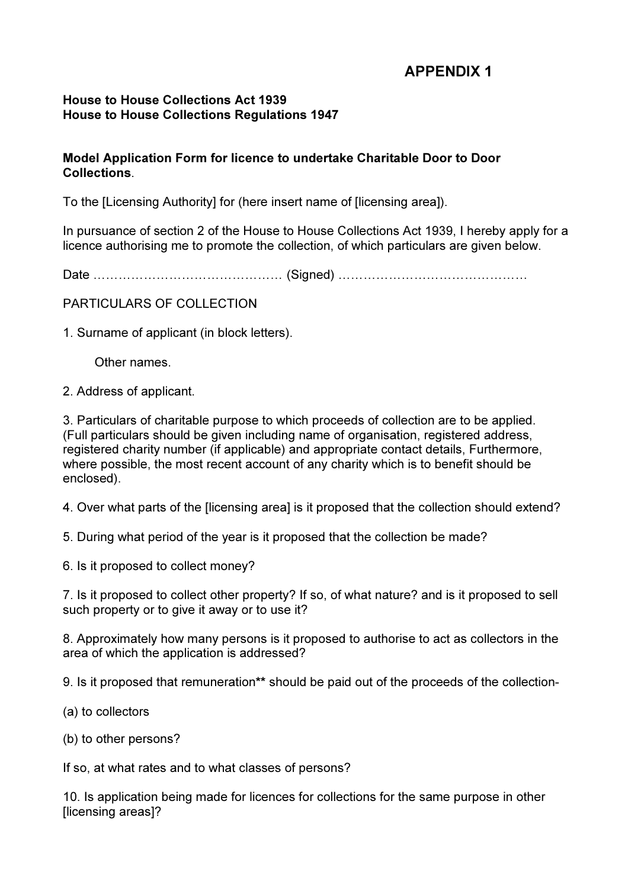# APPENDIX 1

**House to House Collections Act 1939**
**House to House Collections Regulations 1947**

**Model Application Form for licence to undertake Charitable Door to Door Collections**.

To the [Licensing Authority] for (here insert name of [licensing area]).

In pursuance of section 2 of the House to House Collections Act 1939, I hereby apply for a licence authorising me to promote the collection, of which particulars are given below.

Date ……………………………………… (Signed) ………………………………………

PARTICULARS OF COLLECTION

1. Surname of applicant (in block letters).

   Other names.

2. Address of applicant.

3. Particulars of charitable purpose to which proceeds of collection are to be applied. (Full particulars should be given including name of organisation, registered address, registered charity number (if applicable) and appropriate contact details, Furthermore, where possible, the most recent account of any charity which is to benefit should be enclosed).

4. Over what parts of the [licensing area] is it proposed that the collection should extend?

5. During what period of the year is it proposed that the collection be made?

6. Is it proposed to collect money?

7. Is it proposed to collect other property? If so, of what nature? and is it proposed to sell such property or to give it away or to use it?

8. Approximately how many persons is it proposed to authorise to act as collectors in the area of which the application is addressed?

9. Is it proposed that remuneration** should be paid out of the proceeds of the collection-

(a) to collectors

(b) to other persons?

If so, at what rates and to what classes of persons?

10. Is application being made for licences for collections for the same purpose in other [licensing areas]?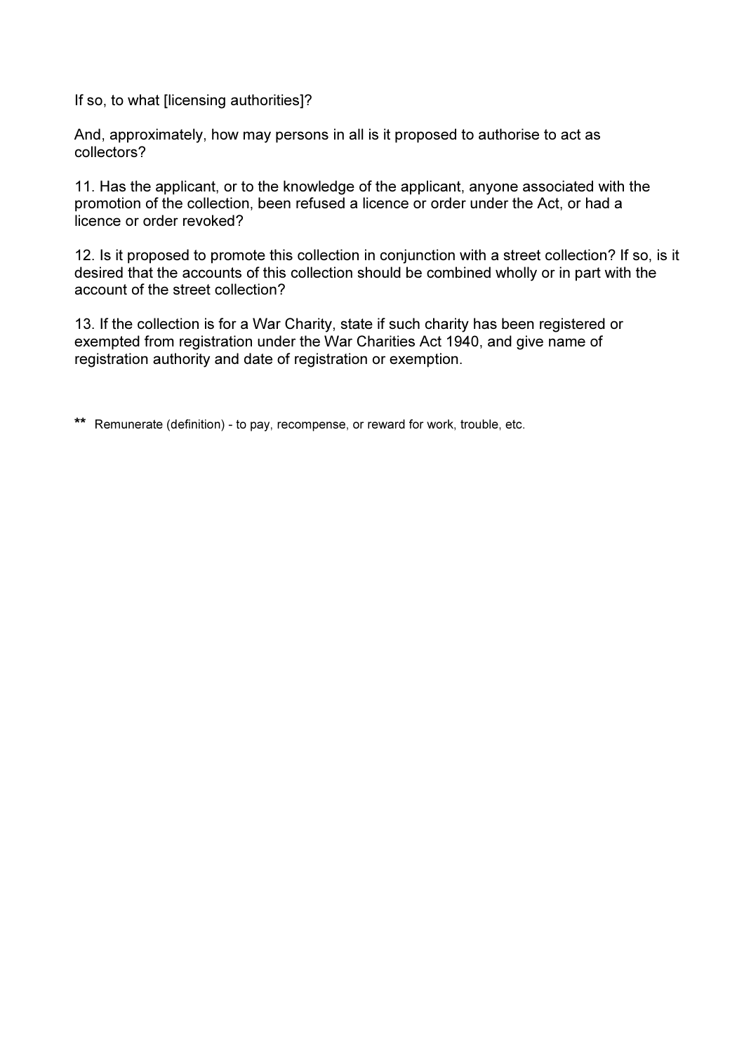If so, to what [licensing authorities]?

And, approximately, how may persons in all is it proposed to authorise to act as collectors?

11. Has the applicant, or to the knowledge of the applicant, anyone associated with the promotion of the collection, been refused a licence or order under the Act, or had a licence or order revoked?

12. Is it proposed to promote this collection in conjunction with a street collection? If so, is it desired that the accounts of this collection should be combined wholly or in part with the account of the street collection?

13. If the collection is for a War Charity, state if such charity has been registered or exempted from registration under the War Charities Act 1940, and give name of registration authority and date of registration or exemption.

** Remunerate (definition) - to pay, recompense, or reward for work, trouble, etc.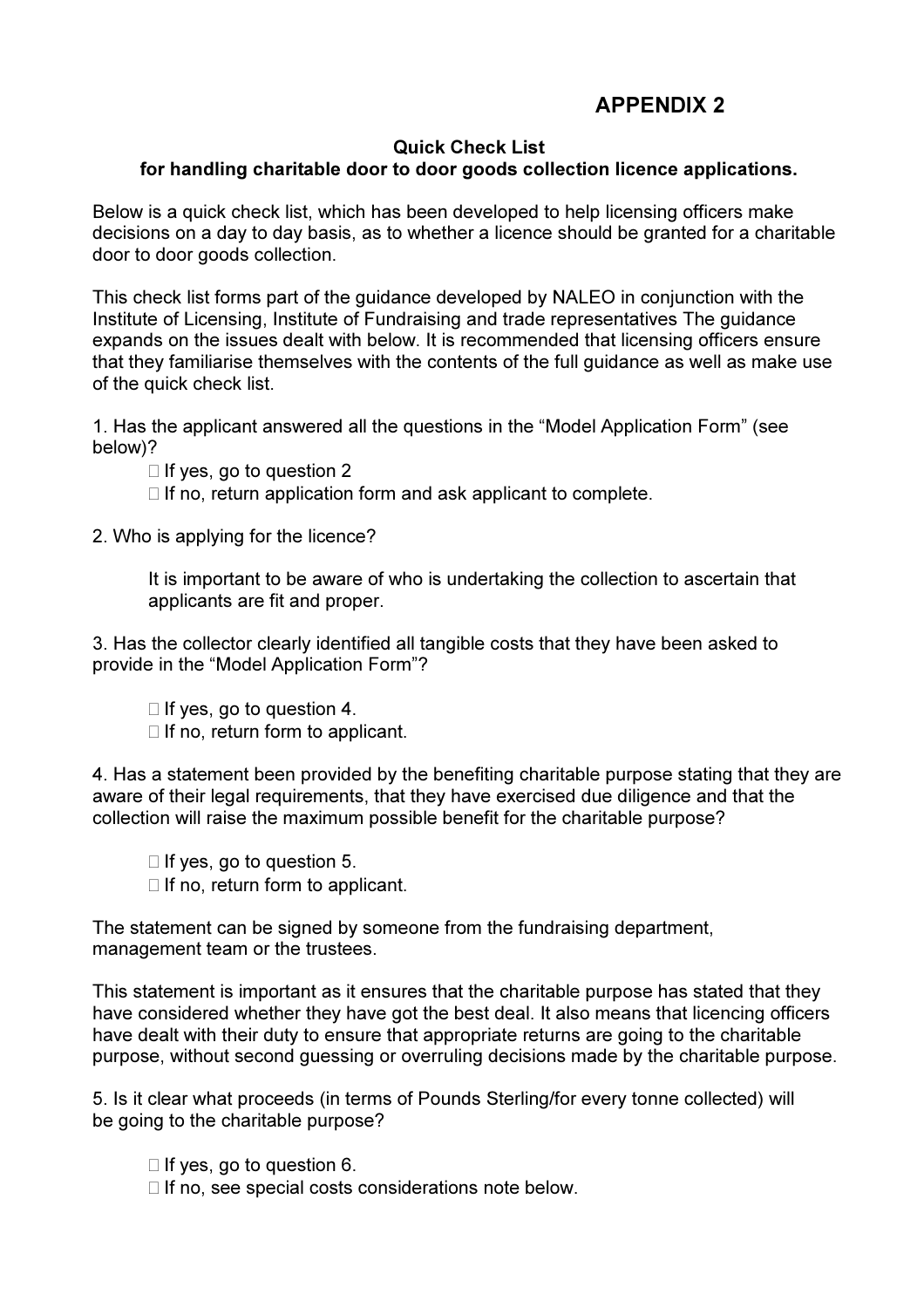# APPENDIX 2

**Quick Check List**
**for handling charitable door to door goods collection licence applications.**

Below is a quick check list, which has been developed to help licensing officers make decisions on a day to day basis, as to whether a licence should be granted for a charitable door to door goods collection.

This check list forms part of the guidance developed by NALEO in conjunction with the Institute of Licensing, Institute of Fundraising and trade representatives The guidance expands on the issues dealt with below. It is recommended that licensing officers ensure that they familiarise themselves with the contents of the full guidance as well as make use of the quick check list.

1. Has the applicant answered all the questions in the “Model Application Form” (see below)?

   - If yes, go to question 2
   - If no, return application form and ask applicant to complete.

2. Who is applying for the licence?

   It is important to be aware of who is undertaking the collection to ascertain that applicants are fit and proper.

3. Has the collector clearly identified all tangible costs that they have been asked to provide in the “Model Application Form”?

   - If yes, go to question 4.
   - If no, return form to applicant.

4. Has a statement been provided by the benefiting charitable purpose stating that they are aware of their legal requirements, that they have exercised due diligence and that the collection will raise the maximum possible benefit for the charitable purpose?

   - If yes, go to question 5.
   - If no, return form to applicant.

The statement can be signed by someone from the fundraising department, management team or the trustees.

This statement is important as it ensures that the charitable purpose has stated that they have considered whether they have got the best deal. It also means that licencing officers have dealt with their duty to ensure that appropriate returns are going to the charitable purpose, without second guessing or overruling decisions made by the charitable purpose.

5. Is it clear what proceeds (in terms of Pounds Sterling/for every tonne collected) will be going to the charitable purpose?

   - If yes, go to question 6.
   - If no, see special costs considerations note below.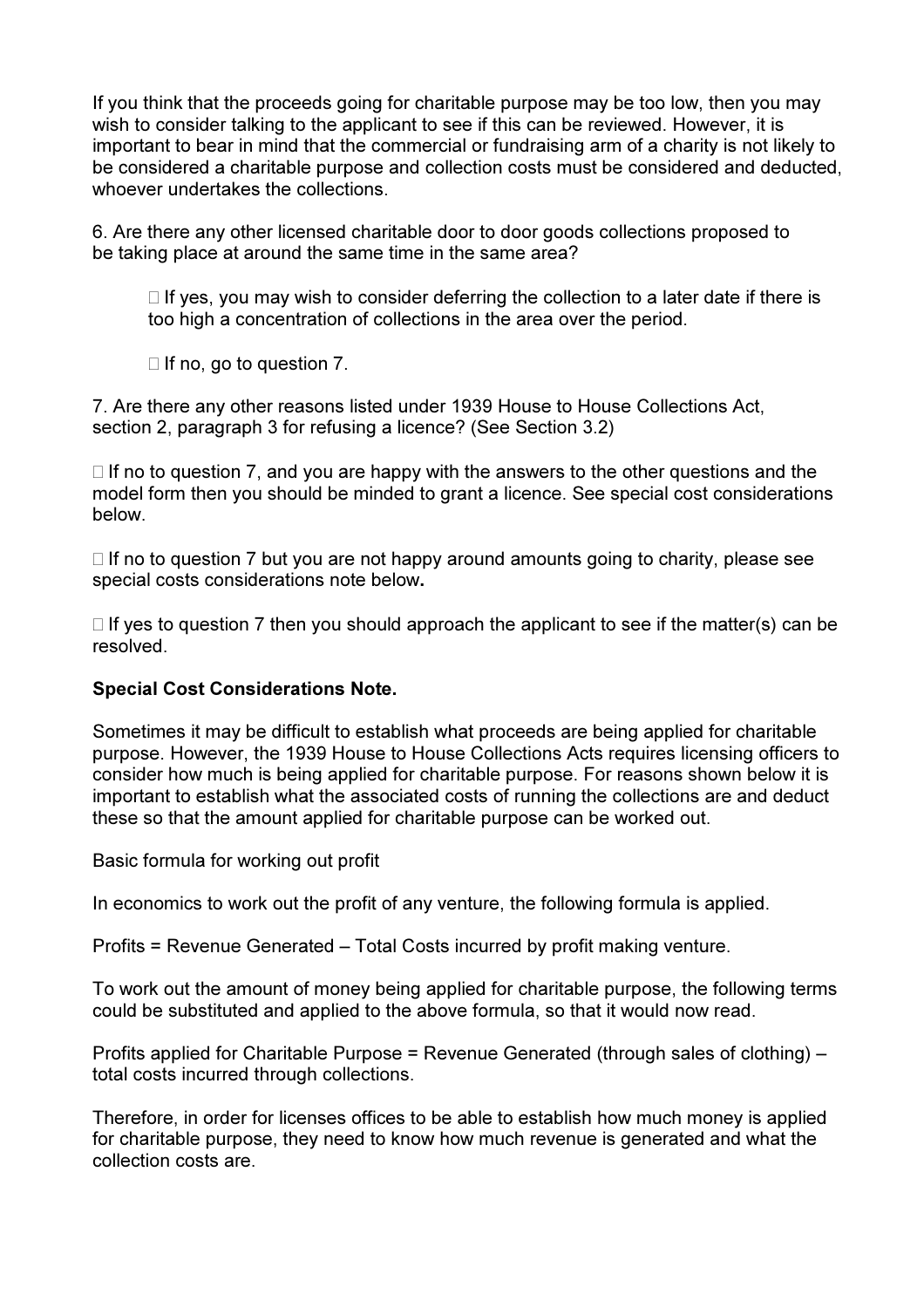If you think that the proceeds going for charitable purpose may be too low, then you may wish to consider talking to the applicant to see if this can be reviewed. However, it is important to bear in mind that the commercial or fundraising arm of a charity is not likely to be considered a charitable purpose and collection costs must be considered and deducted, whoever undertakes the collections.

6. Are there any other licensed charitable door to door goods collections proposed to be taking place at around the same time in the same area?

-  If yes, you may wish to consider deferring the collection to a later date if there is too high a concentration of collections in the area over the period.

-  If no, go to question 7.

7. Are there any other reasons listed under 1939 House to House Collections Act, section 2, paragraph 3 for refusing a licence? (See Section 3.2)

-  If no to question 7, and you are happy with the answers to the other questions and the model form then you should be minded to grant a licence. See special cost considerations below.

-  If no to question 7 but you are not happy around amounts going to charity, please see special costs considerations note below.

-  If yes to question 7 then you should approach the applicant to see if the matter(s) can be resolved.

**Special Cost Considerations Note.**

Sometimes it may be difficult to establish what proceeds are being applied for charitable purpose. However, the 1939 House to House Collections Acts requires licensing officers to consider how much is being applied for charitable purpose. For reasons shown below it is important to establish what the associated costs of running the collections are and deduct these so that the amount applied for charitable purpose can be worked out.

Basic formula for working out profit

In economics to work out the profit of any venture, the following formula is applied.

Profits = Revenue Generated – Total Costs incurred by profit making venture.

To work out the amount of money being applied for charitable purpose, the following terms could be substituted and applied to the above formula, so that it would now read.

Profits applied for Charitable Purpose = Revenue Generated (through sales of clothing) – total costs incurred through collections.

Therefore, in order for licenses offices to be able to establish how much money is applied for charitable purpose, they need to know how much revenue is generated and what the collection costs are.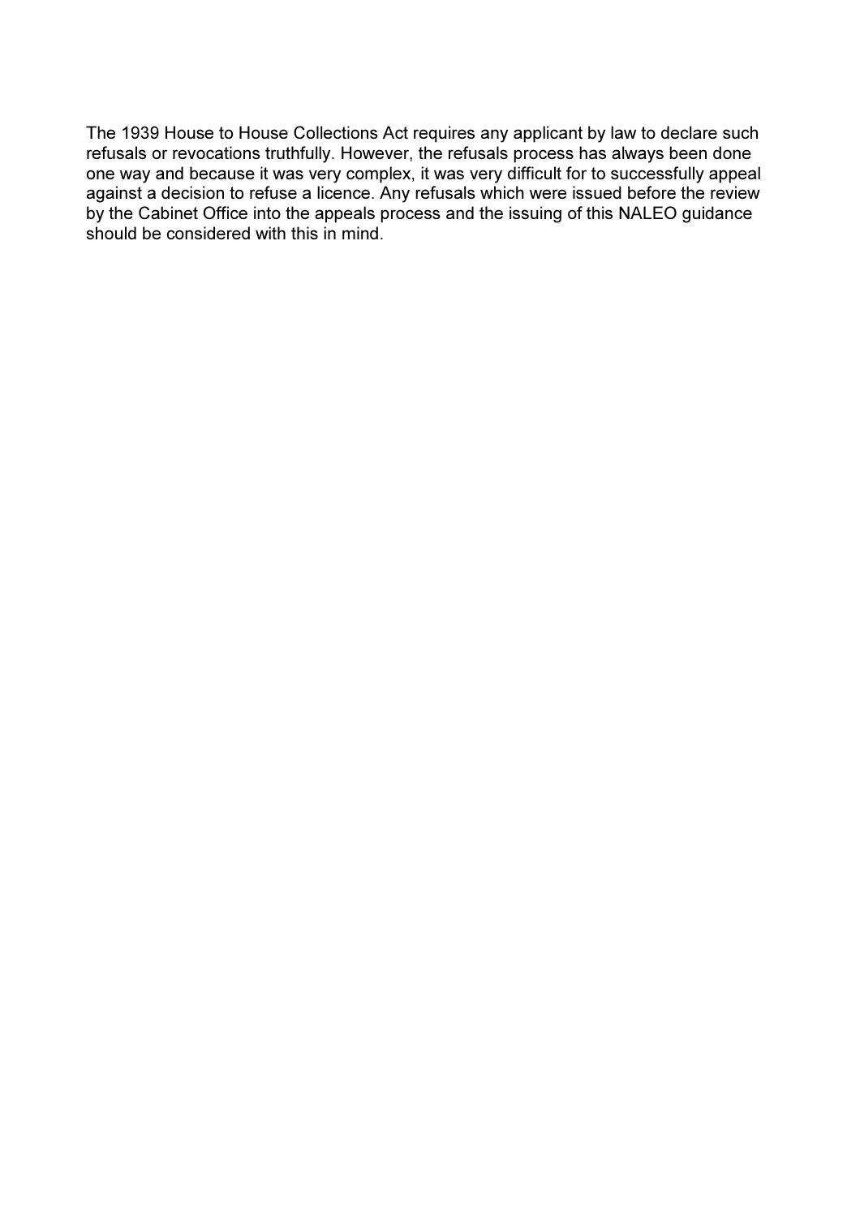The 1939 House to House Collections Act requires any applicant by law to declare such refusals or revocations truthfully. However, the refusals process has always been done one way and because it was very complex, it was very difficult for to successfully appeal against a decision to refuse a licence. Any refusals which were issued before the review by the Cabinet Office into the appeals process and the issuing of this NALEO guidance should be considered with this in mind.